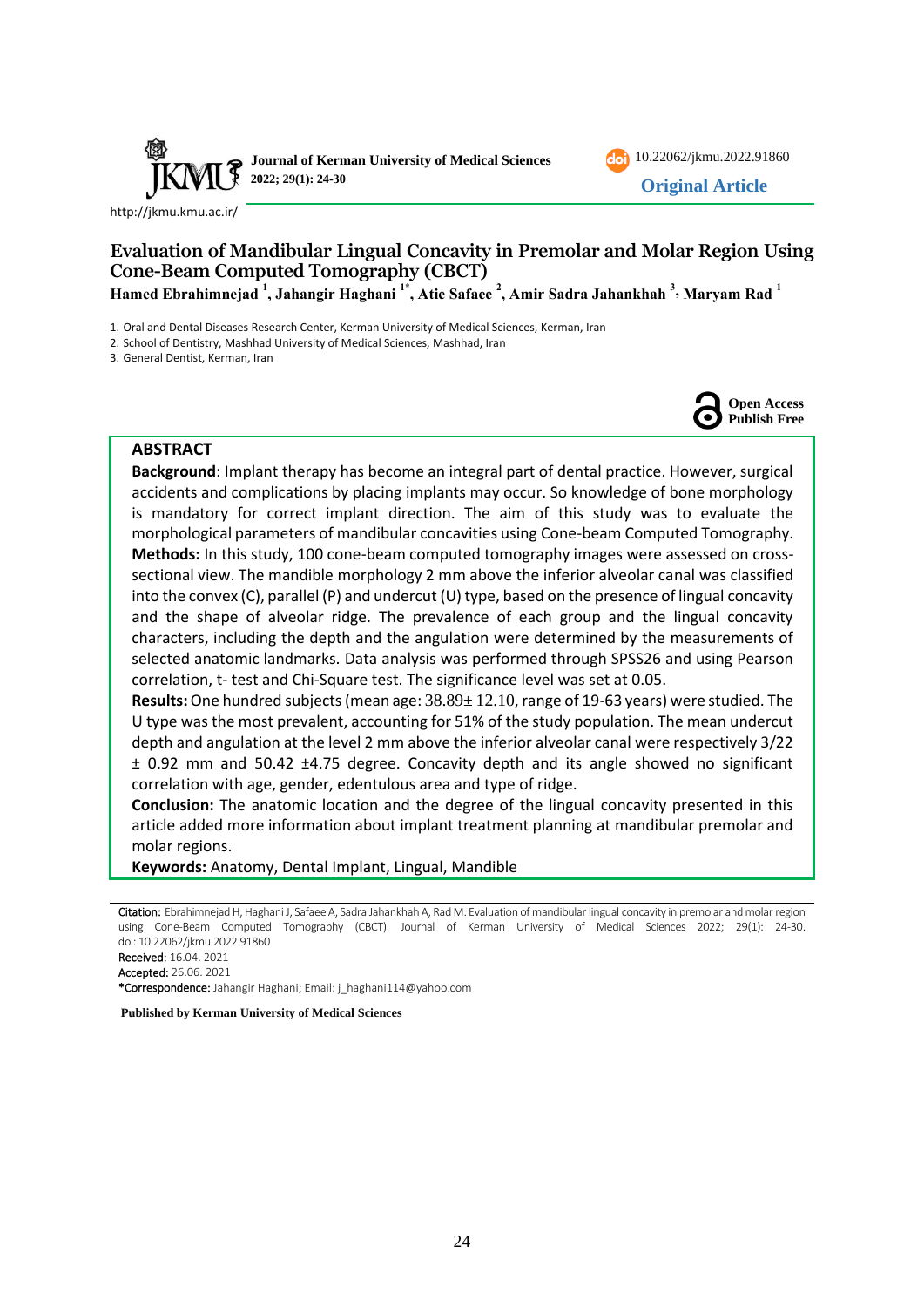http://jkmu.kmu.ac.ir/

10.22062/jkmu.2022.91860

**Original Article**

# Evaluation of Mandibular Lingual Concavity in Premolar and Molar Region Using Cone-Beam Computed Tomography (CBCT)

**Hamed Ebrahimnejad [1], Jahangir Haghani [1*], Atie Safaee [2], Amir Sadra Jahankhah [3], Maryam Rad [1]**

1. Oral and Dental Diseases Research Center, Kerman University of Medical Sciences, Kerman, Iran
2. School of Dentistry, Mashhad University of Medical Sciences, Mashhad, Iran
3. General Dentist, Kerman, Iran

**Open Access Publish Free**

## ABSTRACT

**Background**: Implant therapy has become an integral part of dental practice. However, surgical accidents and complications by placing implants may occur. So knowledge of bone morphology is mandatory for correct implant direction. The aim of this study was to evaluate the morphological parameters of mandibular concavities using Cone-beam Computed Tomography.

**Methods:** In this study, 100 cone-beam computed tomography images were assessed on cross-sectional view. The mandible morphology 2 mm above the inferior alveolar canal was classified into the convex (C), parallel (P) and undercut (U) type, based on the presence of lingual concavity and the shape of alveolar ridge. The prevalence of each group and the lingual concavity characters, including the depth and the angulation were determined by the measurements of selected anatomic landmarks. Data analysis was performed through SPSS26 and using Pearson correlation, t- test and Chi-Square test. The significance level was set at 0.05.

**Results:** One hundred subjects (mean age: 38.89± 12.10, range of 19-63 years) were studied. The U type was the most prevalent, accounting for 51% of the study population. The mean undercut depth and angulation at the level 2 mm above the inferior alveolar canal were respectively 3/22 ± 0.92 mm and 50.42 ±4.75 degree. Concavity depth and its angle showed no significant correlation with age, gender, edentulous area and type of ridge.

**Conclusion:** The anatomic location and the degree of the lingual concavity presented in this article added more information about implant treatment planning at mandibular premolar and molar regions.

**Keywords:** Anatomy, Dental Implant, Lingual, Mandible

---

**Citation:** Ebrahimnejad H, Haghani J, Safaee A, Sadra Jahankhah A, Rad M. Evaluation of mandibular lingual concavity in premolar and molar region using Cone-Beam Computed Tomography (CBCT). Journal of Kerman University of Medical Sciences 2022; 29(1): 24-30. doi: 10.22062/jkmu.2022.91860

**Received:** 16.04. 2021

**Accepted:** 26.06. 2021

***Correspondence:** Jahangir Haghani; Email: j_haghani114@yahoo.com

**Published by Kerman University of Medical Sciences**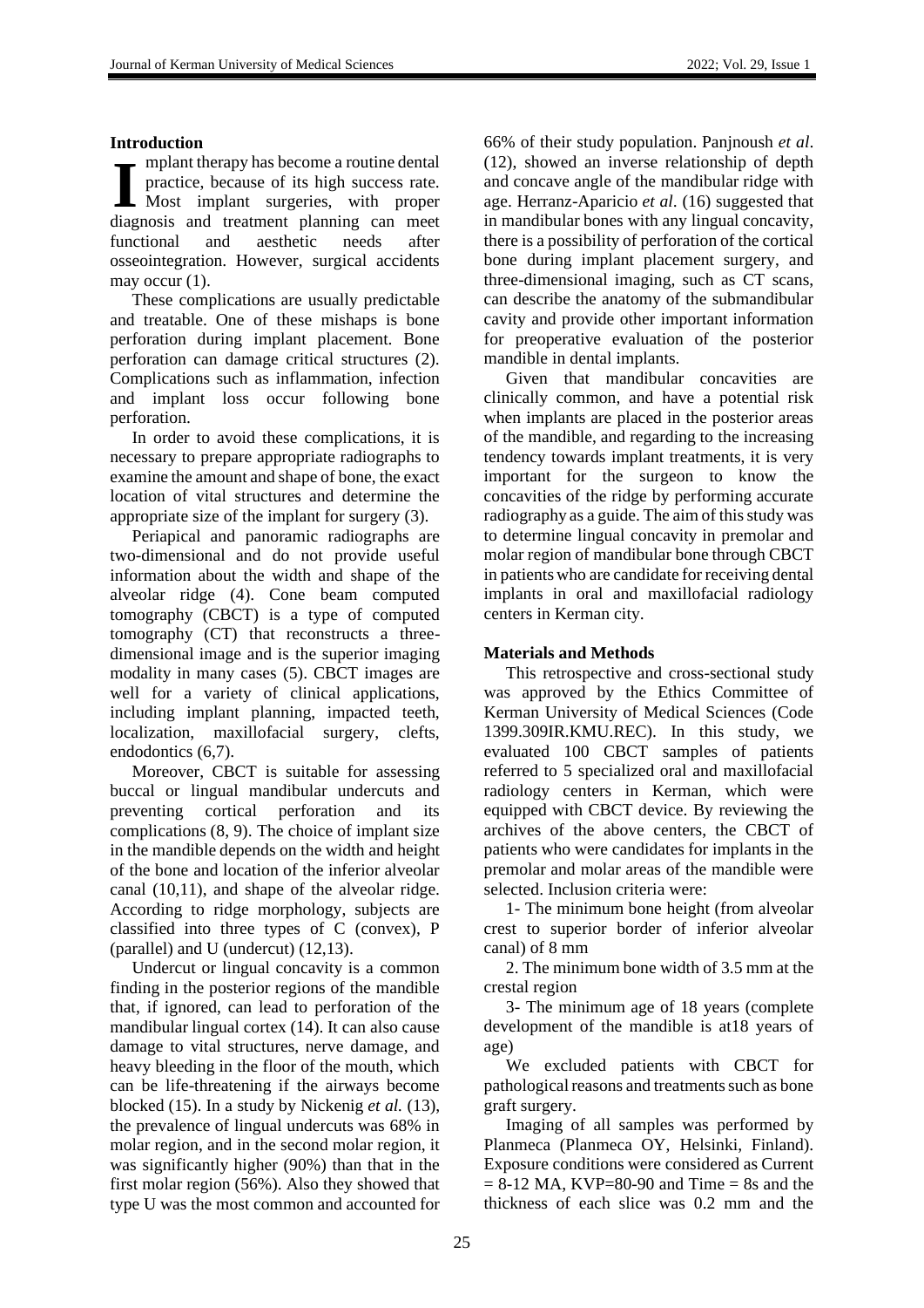## Introduction

Implant therapy has become a routine dental practice, because of its high success rate. Most implant surgeries, with proper diagnosis and treatment planning can meet functional and aesthetic needs after osseointegration. However, surgical accidents may occur (1).

These complications are usually predictable and treatable. One of these mishaps is bone perforation during implant placement. Bone perforation can damage critical structures (2). Complications such as inflammation, infection and implant loss occur following bone perforation.

In order to avoid these complications, it is necessary to prepare appropriate radiographs to examine the amount and shape of bone, the exact location of vital structures and determine the appropriate size of the implant for surgery (3).

Periapical and panoramic radiographs are two-dimensional and do not provide useful information about the width and shape of the alveolar ridge (4). Cone beam computed tomography (CBCT) is a type of computed tomography (CT) that reconstructs a three-dimensional image and is the superior imaging modality in many cases (5). CBCT images are well for a variety of clinical applications, including implant planning, impacted teeth, localization, maxillofacial surgery, clefts, endodontics (6,7).

Moreover, CBCT is suitable for assessing buccal or lingual mandibular undercuts and preventing cortical perforation and its complications (8, 9). The choice of implant size in the mandible depends on the width and height of the bone and location of the inferior alveolar canal (10,11), and shape of the alveolar ridge. According to ridge morphology, subjects are classified into three types of C (convex), P (parallel) and U (undercut) (12,13).

Undercut or lingual concavity is a common finding in the posterior regions of the mandible that, if ignored, can lead to perforation of the mandibular lingual cortex (14). It can also cause damage to vital structures, nerve damage, and heavy bleeding in the floor of the mouth, which can be life-threatening if the airways become blocked (15). In a study by Nickenig *et al.* (13), the prevalence of lingual undercuts was 68% in molar region, and in the second molar region, it was significantly higher (90%) than that in the first molar region (56%). Also they showed that type U was the most common and accounted for 66% of their study population. Panjnoush *et al*. (12), showed an inverse relationship of depth and concave angle of the mandibular ridge with age. Herranz-Aparicio *et al*. (16) suggested that in mandibular bones with any lingual concavity, there is a possibility of perforation of the cortical bone during implant placement surgery, and three-dimensional imaging, such as CT scans, can describe the anatomy of the submandibular cavity and provide other important information for preoperative evaluation of the posterior mandible in dental implants.

Given that mandibular concavities are clinically common, and have a potential risk when implants are placed in the posterior areas of the mandible, and regarding to the increasing tendency towards implant treatments, it is very important for the surgeon to know the concavities of the ridge by performing accurate radiography as a guide. The aim of this study was to determine lingual concavity in premolar and molar region of mandibular bone through CBCT in patients who are candidate for receiving dental implants in oral and maxillofacial radiology centers in Kerman city.

## Materials and Methods

This retrospective and cross-sectional study was approved by the Ethics Committee of Kerman University of Medical Sciences (Code 1399.309IR.KMU.REC). In this study, we evaluated 100 CBCT samples of patients referred to 5 specialized oral and maxillofacial radiology centers in Kerman, which were equipped with CBCT device. By reviewing the archives of the above centers, the CBCT of patients who were candidates for implants in the premolar and molar areas of the mandible were selected. Inclusion criteria were:

1- The minimum bone height (from alveolar crest to superior border of inferior alveolar canal) of 8 mm

2. The minimum bone width of 3.5 mm at the crestal region

3- The minimum age of 18 years (complete development of the mandible is at18 years of age)

We excluded patients with CBCT for pathological reasons and treatments such as bone graft surgery.

Imaging of all samples was performed by Planmeca (Planmeca OY, Helsinki, Finland). Exposure conditions were considered as Current = 8-12 MA, KVP=80-90 and Time = 8s and the thickness of each slice was 0.2 mm and the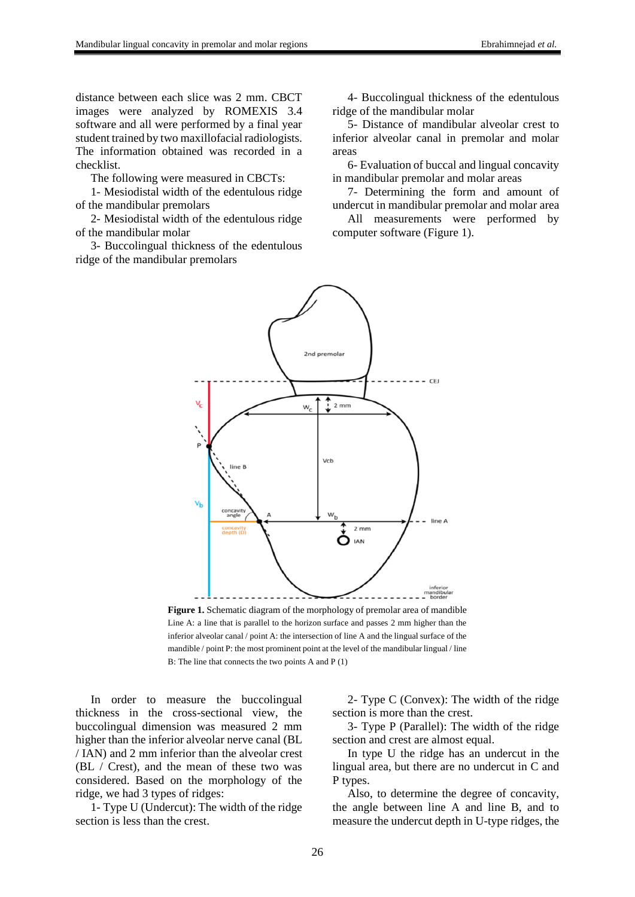distance between each slice was 2 mm. CBCT images were analyzed by ROMEXIS 3.4 software and all were performed by a final year student trained by two maxillofacial radiologists. The information obtained was recorded in a checklist.

The following were measured in CBCTs:

1- Mesiodistal width of the edentulous ridge of the mandibular premolars

2- Mesiodistal width of the edentulous ridge of the mandibular molar

3- Buccolingual thickness of the edentulous ridge of the mandibular premolars

4- Buccolingual thickness of the edentulous ridge of the mandibular molar

5- Distance of mandibular alveolar crest to inferior alveolar canal in premolar and molar areas

6- Evaluation of buccal and lingual concavity in mandibular premolar and molar areas

7- Determining the form and amount of undercut in mandibular premolar and molar area

All measurements were performed by computer software (Figure 1).

**Figure 1.** Schematic diagram of the morphology of premolar area of mandible
Line A: a line that is parallel to the horizon surface and passes 2 mm higher than the inferior alveolar canal / point A: the intersection of line A and the lingual surface of the mandible / point P: the most prominent point at the level of the mandibular lingual / line B: The line that connects the two points A and P (1)

In order to measure the buccolingual thickness in the cross-sectional view, the buccolingual dimension was measured 2 mm higher than the inferior alveolar nerve canal (BL / IAN) and 2 mm inferior than the alveolar crest (BL / Crest), and the mean of these two was considered. Based on the morphology of the ridge, we had 3 types of ridges:

1- Type U (Undercut): The width of the ridge section is less than the crest.

2- Type C (Convex): The width of the ridge section is more than the crest.

3- Type P (Parallel): The width of the ridge section and crest are almost equal.

In type U the ridge has an undercut in the lingual area, but there are no undercut in C and P types.

Also, to determine the degree of concavity, the angle between line A and line B, and to measure the undercut depth in U-type ridges, the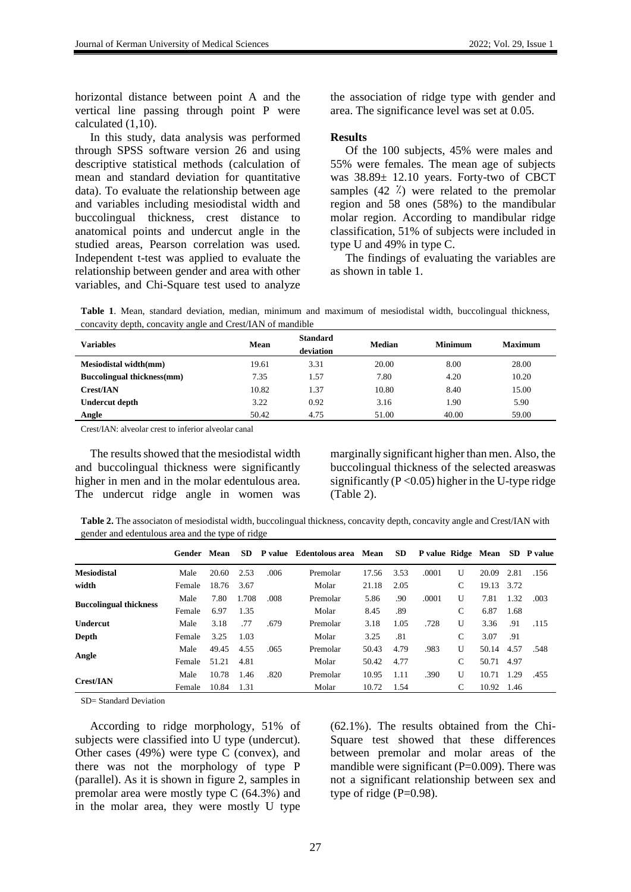horizontal distance between point A and the vertical line passing through point P were calculated (1,10).

In this study, data analysis was performed through SPSS software version 26 and using descriptive statistical methods (calculation of mean and standard deviation for quantitative data). To evaluate the relationship between age and variables including mesiodistal width and buccolingual thickness, crest distance to anatomical points and undercut angle in the studied areas, Pearson correlation was used. Independent t-test was applied to evaluate the relationship between gender and area with other variables, and Chi-Square test used to analyze the association of ridge type with gender and area. The significance level was set at 0.05.

## Results

Of the 100 subjects, 45% were males and 55% were females. The mean age of subjects was 38.89± 12.10 years. Forty-two of CBCT samples (42 ٪) were related to the premolar region and 58 ones (58%) to the mandibular molar region. According to mandibular ridge classification, 51% of subjects were included in type U and 49% in type C.

The findings of evaluating the variables are as shown in table 1.

**Table 1**. Mean, standard deviation, median, minimum and maximum of mesiodistal width, buccolingual thickness, concavity depth, concavity angle and Crest/IAN of mandible

| Variables | Mean | Standard deviation | Median | Minimum | Maximum |
|---|---|---|---|---|---|
| **Mesiodistal width(mm)** | 19.61 | 3.31 | 20.00 | 8.00 | 28.00 |
| **Buccolingual thickness(mm)** | 7.35 | 1.57 | 7.80 | 4.20 | 10.20 |
| **Crest/IAN** | 10.82 | 1.37 | 10.80 | 8.40 | 15.00 |
| **Undercut depth** | 3.22 | 0.92 | 3.16 | 1.90 | 5.90 |
| **Angle** | 50.42 | 4.75 | 51.00 | 40.00 | 59.00 |

Crest/IAN: alveolar crest to inferior alveolar canal

The results showed that the mesiodistal width and buccolingual thickness were significantly higher in men and in the molar edentulous area. The undercut ridge angle in women was marginally significant higher than men. Also, the buccolingual thickness of the selected areaswas significantly ($P < 0.05$) higher in the U-type ridge (Table 2).

**Table 2.** The associaton of mesiodistal width, buccolingual thickness, concavity depth, concavity angle and Crest/IAN with gender and edentulous area and the type of ridge

| | Gender | Mean | SD | P value | Edentolous area | Mean | SD | P value | Ridge | Mean | SD | P value |
|---|---|---|---|---|---|---|---|---|---|---|---|---|
| **Mesiodistal width** | Male | 20.60 | 2.53 | .006 | Premolar | 17.56 | 3.53 | .0001 | U | 20.09 | 2.81 | .156 |
| | Female | 18.76 | 3.67 | | Molar | 21.18 | 2.05 | | C | 19.13 | 3.72 | |
| **Buccolingual thickness** | Male | 7.80 | 1.708 | .008 | Premolar | 5.86 | .90 | .0001 | U | 7.81 | 1.32 | .003 |
| | Female | 6.97 | 1.35 | | Molar | 8.45 | .89 | | C | 6.87 | 1.68 | |
| **Undercut Depth** | Male | 3.18 | .77 | .679 | Premolar | 3.18 | 1.05 | .728 | U | 3.36 | .91 | .115 |
| | Female | 3.25 | 1.03 | | Molar | 3.25 | .81 | | C | 3.07 | .91 | |
| **Angle** | Male | 49.45 | 4.55 | .065 | Premolar | 50.43 | 4.79 | .983 | U | 50.14 | 4.57 | .548 |
| | Female | 51.21 | 4.81 | | Molar | 50.42 | 4.77 | | C | 50.71 | 4.97 | |
| **Crest/IAN** | Male | 10.78 | 1.46 | .820 | Premolar | 10.95 | 1.11 | .390 | U | 10.71 | 1.29 | .455 |
| | Female | 10.84 | 1.31 | | Molar | 10.72 | 1.54 | | C | 10.92 | 1.46 | |

SD= Standard Deviation

According to ridge morphology, 51% of subjects were classified into U type (undercut). Other cases (49%) were type C (convex), and there was not the morphology of type P (parallel). As it is shown in figure 2, samples in premolar area were mostly type C (64.3%) and in the molar area, they were mostly U type (62.1%). The results obtained from the Chi-Square test showed that these differences between premolar and molar areas of the mandible were significant ($P=0.009$). There was not a significant relationship between sex and type of ridge ($P=0.98$).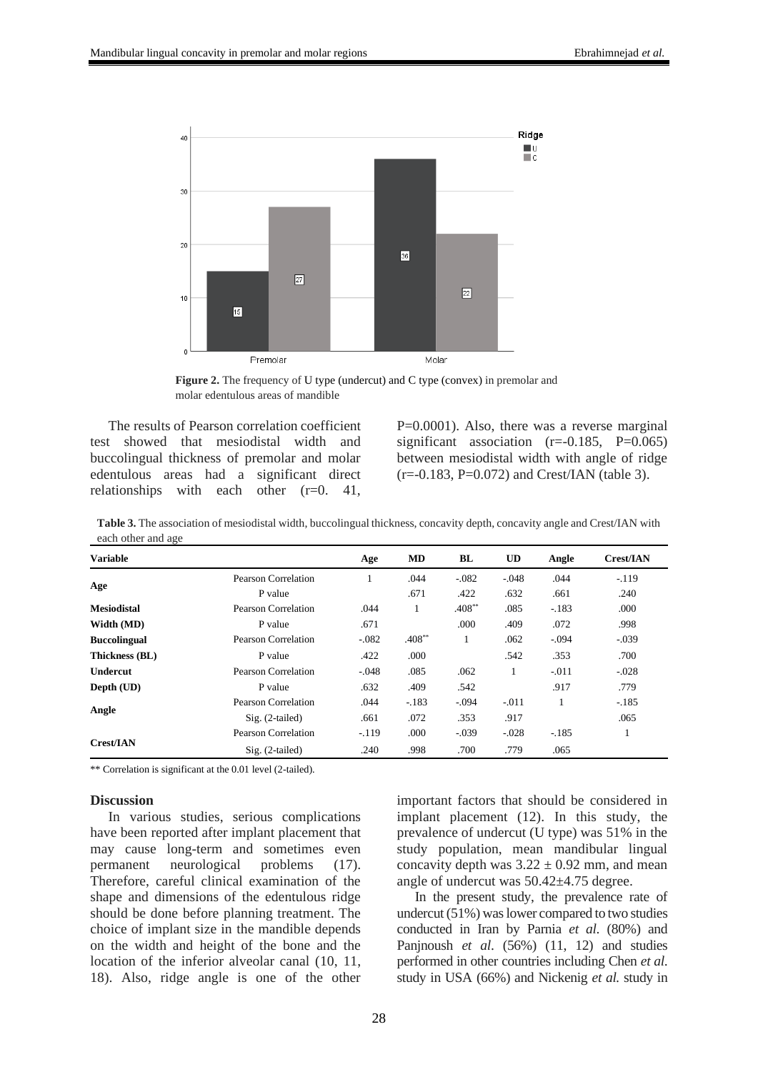Figure 2. The frequency of U type (undercut) and C type (convex) in premolar and molar edentulous areas of mandible

The results of Pearson correlation coefficient test showed that mesiodistal width and buccolingual thickness of premolar and molar edentulous areas had a significant direct relationships with each other (r=0. 41, P=0.0001). Also, there was a reverse marginal significant association (r=-0.185, P=0.065) between mesiodistal width with angle of ridge (r=-0.183, P=0.072) and Crest/IAN (table 3).

**Table 3.** The association of mesiodistal width, buccolingual thickness, concavity depth, concavity angle and Crest/IAN with each other and age

| Variable | | Age | MD | BL | UD | Angle | Crest/IAN |
|---|---|---|---|---|---|---|---|
| **Age** | Pearson Correlation | 1 | .044 | -.082 | -.048 | .044 | -.119 |
| | P value | | .671 | .422 | .632 | .661 | .240 |
| **Mesiodistal Width (MD)** | Pearson Correlation | .044 | 1 | .408** | .085 | -.183 | .000 |
| | P value | .671 | | .000 | .409 | .072 | .998 |
| **Buccolingual Thickness (BL)** | Pearson Correlation | -.082 | .408** | 1 | .062 | -.094 | -.039 |
| | P value | .422 | .000 | | .542 | .353 | .700 |
| **Undercut Depth (UD)** | Pearson Correlation | -.048 | .085 | .062 | 1 | -.011 | -.028 |
| | P value | .632 | .409 | .542 | | .917 | .779 |
| **Angle** | Pearson Correlation | .044 | -.183 | -.094 | -.011 | 1 | -.185 |
| | Sig. (2-tailed) | .661 | .072 | .353 | .917 | | .065 |
| **Crest/IAN** | Pearson Correlation | -.119 | .000 | -.039 | -.028 | -.185 | 1 |
| | Sig. (2-tailed) | .240 | .998 | .700 | .779 | .065 | |

** Correlation is significant at the 0.01 level (2-tailed).

## Discussion

In various studies, serious complications have been reported after implant placement that may cause long-term and sometimes even permanent neurological problems (17). Therefore, careful clinical examination of the shape and dimensions of the edentulous ridge should be done before planning treatment. The choice of implant size in the mandible depends on the width and height of the bone and the location of the inferior alveolar canal (10, 11, 18). Also, ridge angle is one of the other important factors that should be considered in implant placement (12). In this study, the prevalence of undercut (U type) was 51% in the study population, mean mandibular lingual concavity depth was $3.22 \pm 0.92$ mm, and mean angle of undercut was 50.42±4.75 degree.

In the present study, the prevalence rate of undercut (51%) was lower compared to two studies conducted in Iran by Parnia *et al.* (80%) and Panjnoush *et al.* (56%) (11, 12) and studies performed in other countries including Chen *et al.* study in USA (66%) and Nickenig *et al.* study in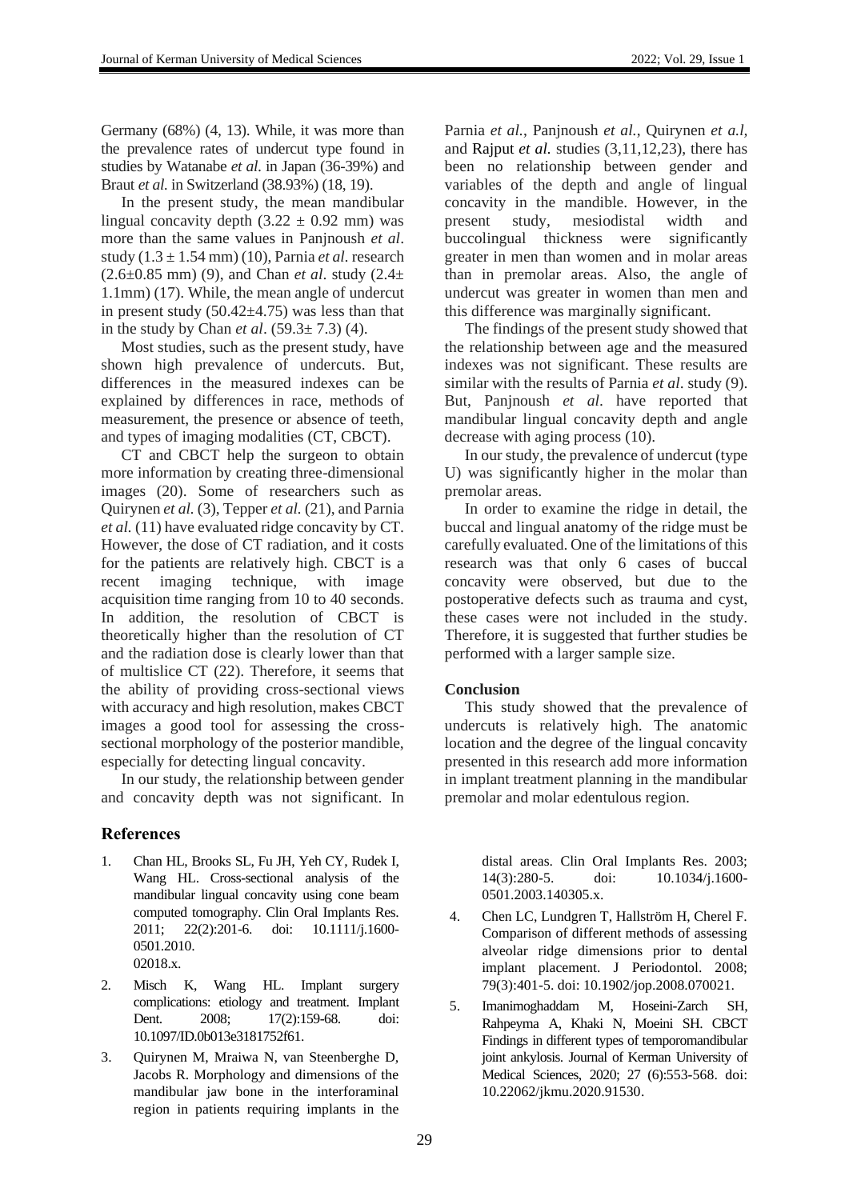Germany (68%) (4, 13). While, it was more than the prevalence rates of undercut type found in studies by Watanabe *et al.* in Japan (36-39%) and Braut *et al.* in Switzerland (38.93%) (18, 19).

In the present study, the mean mandibular lingual concavity depth ($3.22 \pm 0.92$ mm) was more than the same values in Panjnoush *et al*. study ($1.3 \pm 1.54$ mm) (10), Parnia *et al*. research ($2.6 \pm 0.85$ mm) (9), and Chan *et al*. study ($2.4 \pm 1.1$mm) (17). While, the mean angle of undercut in present study ($50.42 \pm 4.75$) was less than that in the study by Chan *et al*. ($59.3 \pm 7.3$) (4).

Most studies, such as the present study, have shown high prevalence of undercuts. But, differences in the measured indexes can be explained by differences in race, methods of measurement, the presence or absence of teeth, and types of imaging modalities (CT, CBCT).

CT and CBCT help the surgeon to obtain more information by creating three-dimensional images (20). Some of researchers such as Quirynen *et al.* (3), Tepper *et al.* (21), and Parnia *et al.* (11) have evaluated ridge concavity by CT. However, the dose of CT radiation, and it costs for the patients are relatively high. CBCT is a recent imaging technique, with image acquisition time ranging from 10 to 40 seconds. In addition, the resolution of CBCT is theoretically higher than the resolution of CT and the radiation dose is clearly lower than that of multislice CT (22). Therefore, it seems that the ability of providing cross-sectional views with accuracy and high resolution, makes CBCT images a good tool for assessing the cross-sectional morphology of the posterior mandible, especially for detecting lingual concavity.

In our study, the relationship between gender and concavity depth was not significant. In Parnia *et al.*, Panjnoush *et al.*, Quirynen *et a.l*, and Rajput *et al.* studies (3,11,12,23), there has been no relationship between gender and variables of the depth and angle of lingual concavity in the mandible. However, in the present study, mesiodistal width and buccolingual thickness were significantly greater in men than women and in molar areas than in premolar areas. Also, the angle of undercut was greater in women than men and this difference was marginally significant.

The findings of the present study showed that the relationship between age and the measured indexes was not significant. These results are similar with the results of Parnia *et al*. study (9). But, Panjnoush *et al*. have reported that mandibular lingual concavity depth and angle decrease with aging process (10).

In our study, the prevalence of undercut (type U) was significantly higher in the molar than premolar areas.

In order to examine the ridge in detail, the buccal and lingual anatomy of the ridge must be carefully evaluated. One of the limitations of this research was that only 6 cases of buccal concavity were observed, but due to the postoperative defects such as trauma and cyst, these cases were not included in the study. Therefore, it is suggested that further studies be performed with a larger sample size.

### Conclusion

This study showed that the prevalence of undercuts is relatively high. The anatomic location and the degree of the lingual concavity presented in this research add more information in implant treatment planning in the mandibular premolar and molar edentulous region.

## References

1. Chan HL, Brooks SL, Fu JH, Yeh CY, Rudek I, Wang HL. Cross-sectional analysis of the mandibular lingual concavity using cone beam computed tomography. Clin Oral Implants Res. 2011; 22(2):201-6. doi: 10.1111/j.1600-0501.2010.02018.x.
2. Misch K, Wang HL. Implant surgery complications: etiology and treatment. Implant Dent. 2008; 17(2):159-68. doi: 10.1097/ID.0b013e3181752f61.
3. Quirynen M, Mraiwa N, van Steenberghe D, Jacobs R. Morphology and dimensions of the mandibular jaw bone in the interforaminal region in patients requiring implants in the distal areas. Clin Oral Implants Res. 2003; 14(3):280-5. doi: 10.1034/j.1600-0501.2003.140305.x.
4. Chen LC, Lundgren T, Hallström H, Cherel F. Comparison of different methods of assessing alveolar ridge dimensions prior to dental implant placement. J Periodontol. 2008; 79(3):401-5. doi: 10.1902/jop.2008.070021.
5. Imanimoghaddam M, Hoseini-Zarch SH, Rahpeyma A, Khaki N, Moeini SH. CBCT Findings in different types of temporomandibular joint ankylosis. Journal of Kerman University of Medical Sciences, 2020; 27 (6):553-568. doi: 10.22062/jkmu.2020.91530.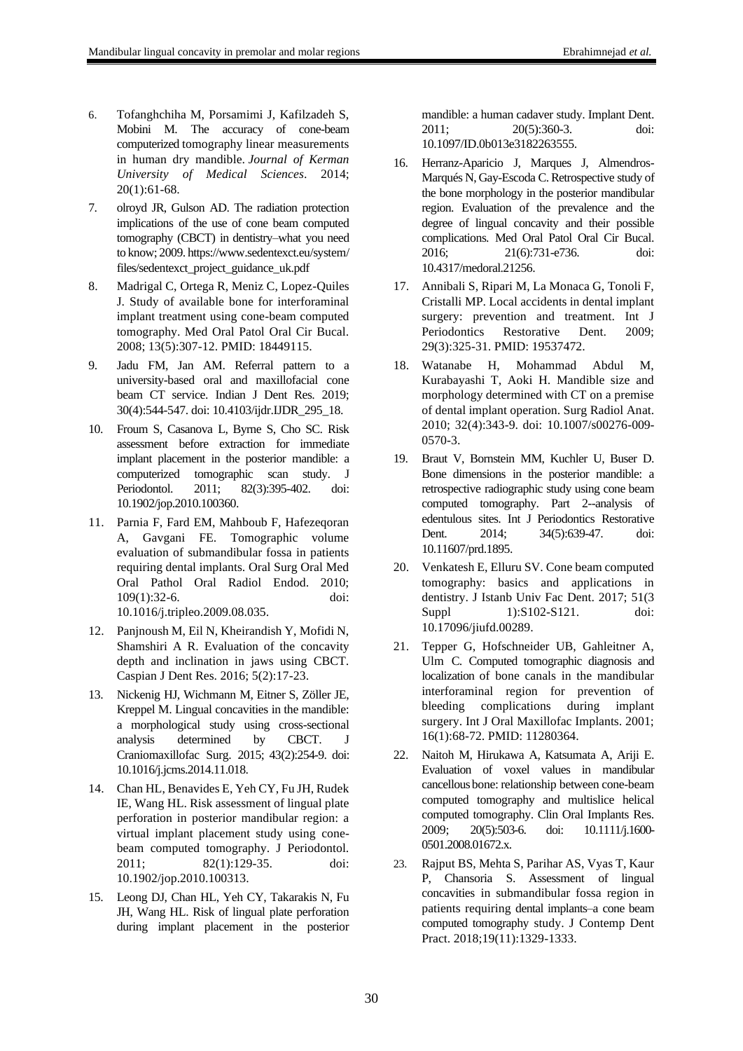6. Tofanghchiha M, Porsamimi J, Kafilzadeh S, Mobini M. The accuracy of cone-beam computerized tomography linear measurements in human dry mandible. *Journal of Kerman University of Medical Sciences*. 2014; 20(1):61-68.

7. olroyd JR, Gulson AD. The radiation protection implications of the use of cone beam computed tomography (CBCT) in dentistry–what you need to know; 2009. https://www.sedentexct.eu/system/files/sedentexct_project_guidance_uk.pdf

8. Madrigal C, Ortega R, Meniz C, Lopez-Quiles J. Study of available bone for interforaminal implant treatment using cone-beam computed tomography. Med Oral Patol Oral Cir Bucal. 2008; 13(5):307-12. PMID: 18449115.

9. Jadu FM, Jan AM. Referral pattern to a university-based oral and maxillofacial cone beam CT service. Indian J Dent Res. 2019; 30(4):544-547. doi: 10.4103/ijdr.IJDR_295_18.

10. Froum S, Casanova L, Byrne S, Cho SC. Risk assessment before extraction for immediate implant placement in the posterior mandible: a computerized tomographic scan study. J Periodontol. 2011; 82(3):395-402. doi: 10.1902/jop.2010.100360.

11. Parnia F, Fard EM, Mahboub F, Hafezeqoran A, Gavgani FE. Tomographic volume evaluation of submandibular fossa in patients requiring dental implants. Oral Surg Oral Med Oral Pathol Oral Radiol Endod. 2010; 109(1):32-6. doi: 10.1016/j.tripleo.2009.08.035.

12. Panjnoush M, Eil N, Kheirandish Y, Mofidi N, Shamshiri A R. Evaluation of the concavity depth and inclination in jaws using CBCT. Caspian J Dent Res. 2016; 5(2):17-23.

13. Nickenig HJ, Wichmann M, Eitner S, Zöller JE, Kreppel M. Lingual concavities in the mandible: a morphological study using cross-sectional analysis determined by CBCT. J Craniomaxillofac Surg. 2015; 43(2):254-9. doi: 10.1016/j.jcms.2014.11.018.

14. Chan HL, Benavides E, Yeh CY, Fu JH, Rudek IE, Wang HL. Risk assessment of lingual plate perforation in posterior mandibular region: a virtual implant placement study using cone-beam computed tomography. J Periodontol. 2011; 82(1):129-35. doi: 10.1902/jop.2010.100313.

15. Leong DJ, Chan HL, Yeh CY, Takarakis N, Fu JH, Wang HL. Risk of lingual plate perforation during implant placement in the posterior mandible: a human cadaver study. Implant Dent. 2011; 20(5):360-3. doi: 10.1097/ID.0b013e3182263555.

16. Herranz-Aparicio J, Marques J, Almendros-Marqués N, Gay-Escoda C. Retrospective study of the bone morphology in the posterior mandibular region. Evaluation of the prevalence and the degree of lingual concavity and their possible complications. Med Oral Patol Oral Cir Bucal. 2016; 21(6):731-e736. doi: 10.4317/medoral.21256.

17. Annibali S, Ripari M, La Monaca G, Tonoli F, Cristalli MP. Local accidents in dental implant surgery: prevention and treatment. Int J Periodontics Restorative Dent. 2009; 29(3):325-31. PMID: 19537472.

18. Watanabe H, Mohammad Abdul M, Kurabayashi T, Aoki H. Mandible size and morphology determined with CT on a premise of dental implant operation. Surg Radiol Anat. 2010; 32(4):343-9. doi: 10.1007/s00276-009-0570-3.

19. Braut V, Bornstein MM, Kuchler U, Buser D. Bone dimensions in the posterior mandible: a retrospective radiographic study using cone beam computed tomography. Part 2--analysis of edentulous sites. Int J Periodontics Restorative Dent. 2014; 34(5):639-47. doi: 10.11607/prd.1895.

20. Venkatesh E, Elluru SV. Cone beam computed tomography: basics and applications in dentistry. J Istanb Univ Fac Dent. 2017; 51(3 Suppl 1):S102-S121. doi: 10.17096/jiufd.00289.

21. Tepper G, Hofschneider UB, Gahleitner A, Ulm C. Computed tomographic diagnosis and localization of bone canals in the mandibular interforaminal region for prevention of bleeding complications during implant surgery. Int J Oral Maxillofac Implants. 2001; 16(1):68-72. PMID: 11280364.

22. Naitoh M, Hirukawa A, Katsumata A, Ariji E. Evaluation of voxel values in mandibular cancellous bone: relationship between cone-beam computed tomography and multislice helical computed tomography. Clin Oral Implants Res. 2009; 20(5):503-6. doi: 10.1111/j.1600-0501.2008.01672.x.

23. Rajput BS, Mehta S, Parihar AS, Vyas T, Kaur P, Chansoria S. Assessment of lingual concavities in submandibular fossa region in patients requiring dental implants–a cone beam computed tomography study. J Contemp Dent Pract. 2018;19(11):1329-1333.